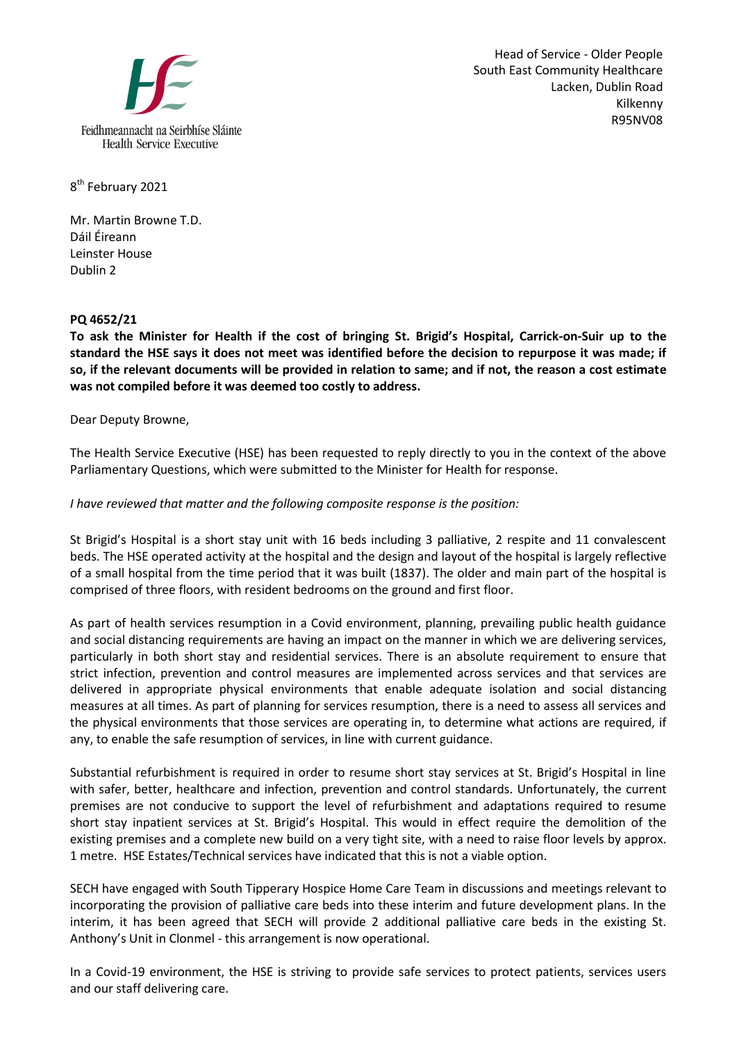Feidhmeannacht na Seirbhíse Sláinte
Health Service Executive

Head of Service - Older People
South East Community Healthcare
Lacken, Dublin Road
Kilkenny
R95NV08

8th February 2021

Mr. Martin Browne T.D.
Dáil Éireann
Leinster House
Dublin 2

**PQ 4652/21**

**To ask the Minister for Health if the cost of bringing St. Brigid's Hospital, Carrick-on-Suir up to the standard the HSE says it does not meet was identified before the decision to repurpose it was made; if so, if the relevant documents will be provided in relation to same; and if not, the reason a cost estimate was not compiled before it was deemed too costly to address.**

Dear Deputy Browne,

The Health Service Executive (HSE) has been requested to reply directly to you in the context of the above Parliamentary Questions, which were submitted to the Minister for Health for response.

*I have reviewed that matter and the following composite response is the position:*

St Brigid's Hospital is a short stay unit with 16 beds including 3 palliative, 2 respite and 11 convalescent beds. The HSE operated activity at the hospital and the design and layout of the hospital is largely reflective of a small hospital from the time period that it was built (1837). The older and main part of the hospital is comprised of three floors, with resident bedrooms on the ground and first floor.

As part of health services resumption in a Covid environment, planning, prevailing public health guidance and social distancing requirements are having an impact on the manner in which we are delivering services, particularly in both short stay and residential services. There is an absolute requirement to ensure that strict infection, prevention and control measures are implemented across services and that services are delivered in appropriate physical environments that enable adequate isolation and social distancing measures at all times. As part of planning for services resumption, there is a need to assess all services and the physical environments that those services are operating in, to determine what actions are required, if any, to enable the safe resumption of services, in line with current guidance.

Substantial refurbishment is required in order to resume short stay services at St. Brigid's Hospital in line with safer, better, healthcare and infection, prevention and control standards. Unfortunately, the current premises are not conducive to support the level of refurbishment and adaptations required to resume short stay inpatient services at St. Brigid's Hospital. This would in effect require the demolition of the existing premises and a complete new build on a very tight site, with a need to raise floor levels by approx. 1 metre. HSE Estates/Technical services have indicated that this is not a viable option.

SECH have engaged with South Tipperary Hospice Home Care Team in discussions and meetings relevant to incorporating the provision of palliative care beds into these interim and future development plans. In the interim, it has been agreed that SECH will provide 2 additional palliative care beds in the existing St. Anthony's Unit in Clonmel - this arrangement is now operational.

In a Covid-19 environment, the HSE is striving to provide safe services to protect patients, services users and our staff delivering care.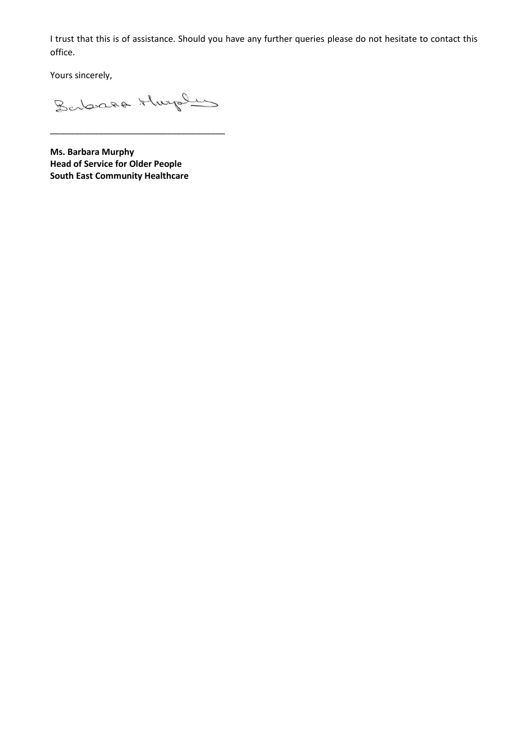I trust that this is of assistance. Should you have any further queries please do not hesitate to contact this office.

Yours sincerely,

___________________________________

**Ms. Barbara Murphy**
**Head of Service for Older People**
**South East Community Healthcare**